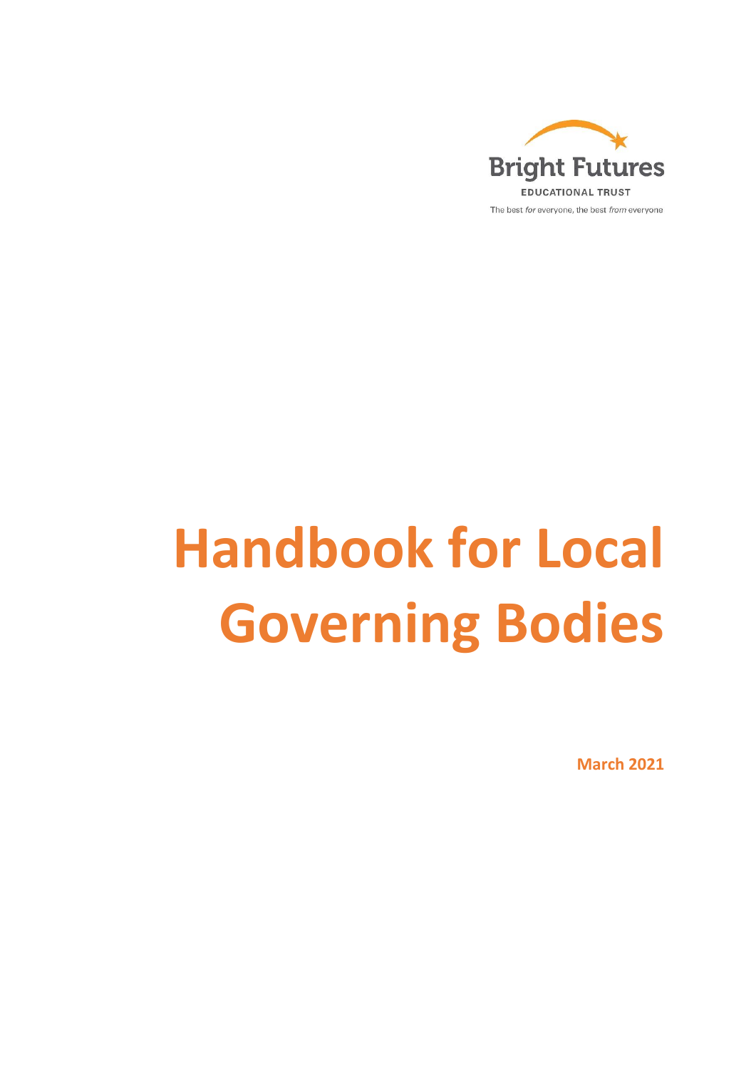Bright Futures

EDUCATIONAL TRUST

The best *for* everyone, the best *from* everyone

# Handbook for Local Governing Bodies

**March 2021**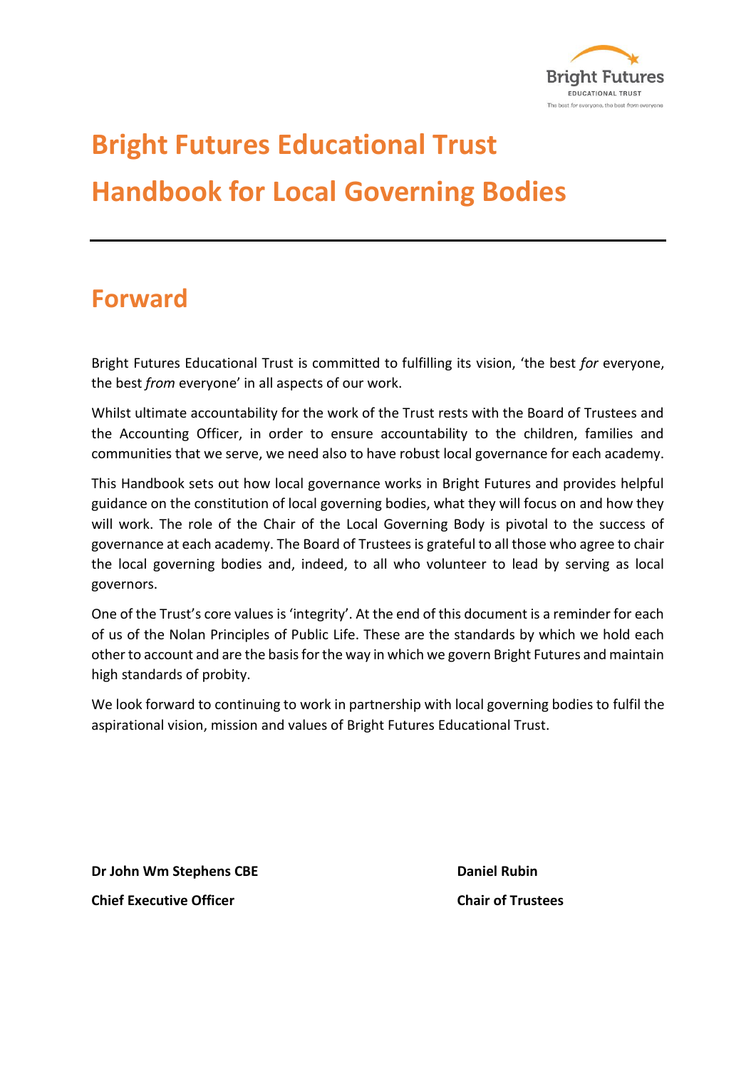# Bright Futures Educational Trust

# Handbook for Local Governing Bodies

---

## Forward

Bright Futures Educational Trust is committed to fulfilling its vision, 'the best *for* everyone, the best *from* everyone' in all aspects of our work.

Whilst ultimate accountability for the work of the Trust rests with the Board of Trustees and the Accounting Officer, in order to ensure accountability to the children, families and communities that we serve, we need also to have robust local governance for each academy.

This Handbook sets out how local governance works in Bright Futures and provides helpful guidance on the constitution of local governing bodies, what they will focus on and how they will work. The role of the Chair of the Local Governing Body is pivotal to the success of governance at each academy. The Board of Trustees is grateful to all those who agree to chair the local governing bodies and, indeed, to all who volunteer to lead by serving as local governors.

One of the Trust's core values is 'integrity'. At the end of this document is a reminder for each of us of the Nolan Principles of Public Life. These are the standards by which we hold each other to account and are the basis for the way in which we govern Bright Futures and maintain high standards of probity.

We look forward to continuing to work in partnership with local governing bodies to fulfil the aspirational vision, mission and values of Bright Futures Educational Trust.

**Dr John Wm Stephens CBE**

**Chief Executive Officer**

**Daniel Rubin**

**Chair of Trustees**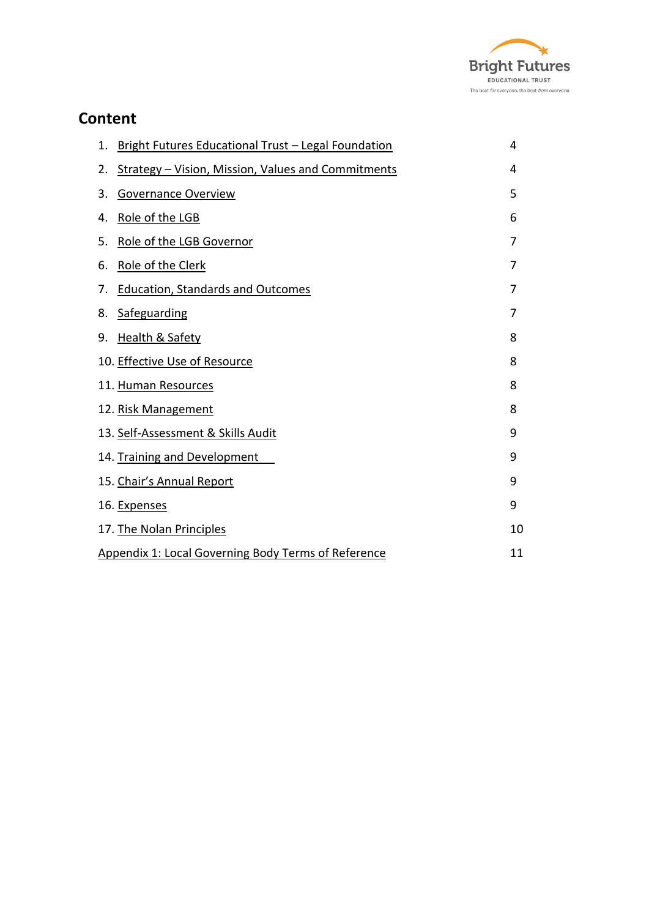## Content

| | |
|---|---|
| 1. Bright Futures Educational Trust – Legal Foundation | 4 |
| 2. Strategy – Vision, Mission, Values and Commitments | 4 |
| 3. Governance Overview | 5 |
| 4. Role of the LGB | 6 |
| 5. Role of the LGB Governor | 7 |
| 6. Role of the Clerk | 7 |
| 7. Education, Standards and Outcomes | 7 |
| 8. Safeguarding | 7 |
| 9. Health & Safety | 8 |
| 10. Effective Use of Resource | 8 |
| 11. Human Resources | 8 |
| 12. Risk Management | 8 |
| 13. Self-Assessment & Skills Audit | 9 |
| 14. Training and Development | 9 |
| 15. Chair's Annual Report | 9 |
| 16. Expenses | 9 |
| 17. The Nolan Principles | 10 |
| Appendix 1: Local Governing Body Terms of Reference | 11 |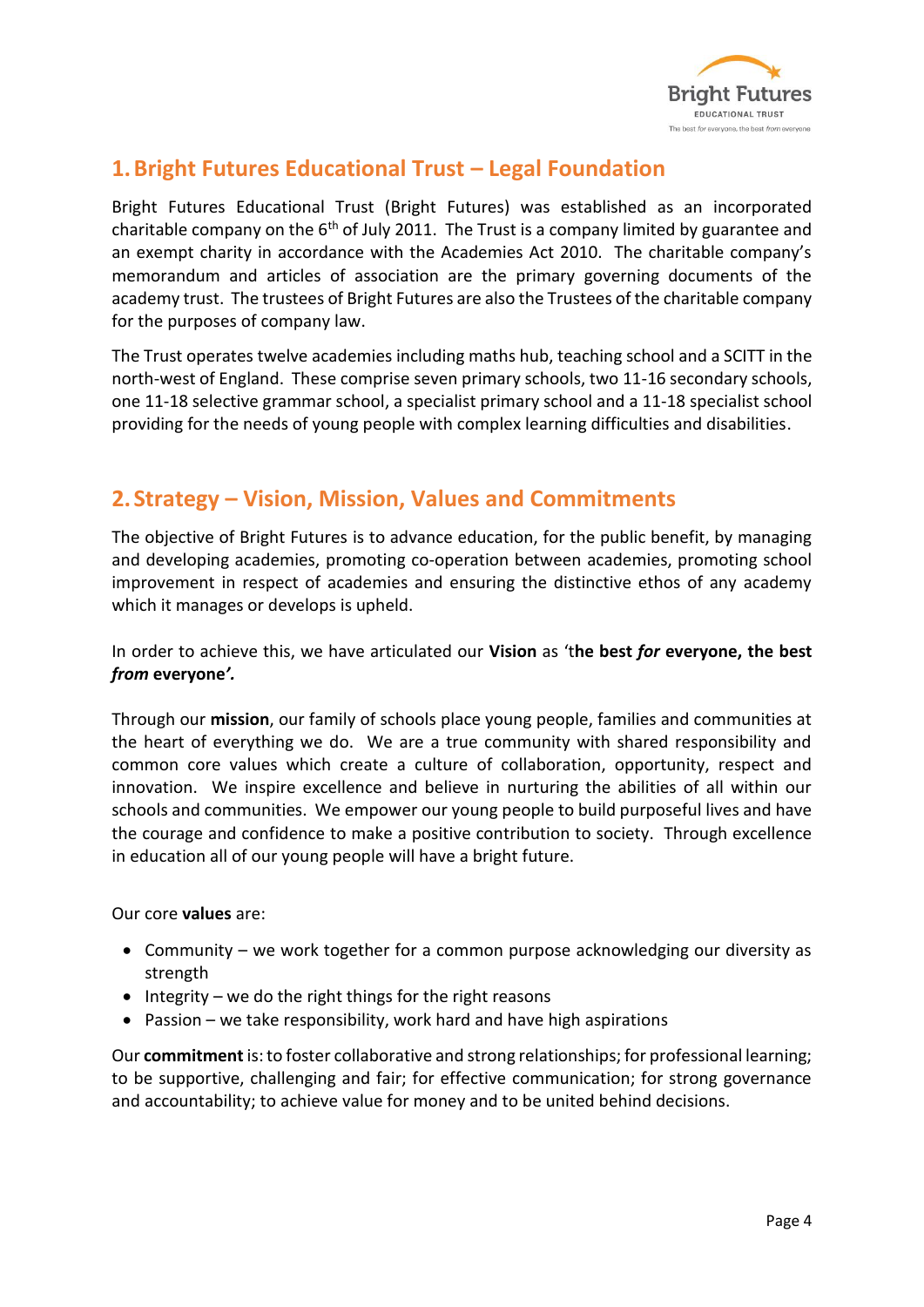## 1. Bright Futures Educational Trust – Legal Foundation

Bright Futures Educational Trust (Bright Futures) was established as an incorporated charitable company on the 6th of July 2011. The Trust is a company limited by guarantee and an exempt charity in accordance with the Academies Act 2010. The charitable company's memorandum and articles of association are the primary governing documents of the academy trust. The trustees of Bright Futures are also the Trustees of the charitable company for the purposes of company law.

The Trust operates twelve academies including maths hub, teaching school and a SCITT in the north-west of England. These comprise seven primary schools, two 11-16 secondary schools, one 11-18 selective grammar school, a specialist primary school and a 11-18 specialist school providing for the needs of young people with complex learning difficulties and disabilities.

## 2. Strategy – Vision, Mission, Values and Commitments

The objective of Bright Futures is to advance education, for the public benefit, by managing and developing academies, promoting co-operation between academies, promoting school improvement in respect of academies and ensuring the distinctive ethos of any academy which it manages or develops is upheld.

In order to achieve this, we have articulated our **Vision** as '**the best *for* everyone, the best *from* everyone'.**

Through our **mission**, our family of schools place young people, families and communities at the heart of everything we do. We are a true community with shared responsibility and common core values which create a culture of collaboration, opportunity, respect and innovation. We inspire excellence and believe in nurturing the abilities of all within our schools and communities. We empower our young people to build purposeful lives and have the courage and confidence to make a positive contribution to society. Through excellence in education all of our young people will have a bright future.

Our core **values** are:

- Community – we work together for a common purpose acknowledging our diversity as strength
- Integrity – we do the right things for the right reasons
- Passion – we take responsibility, work hard and have high aspirations

Our **commitment** is: to foster collaborative and strong relationships; for professional learning; to be supportive, challenging and fair; for effective communication; for strong governance and accountability; to achieve value for money and to be united behind decisions.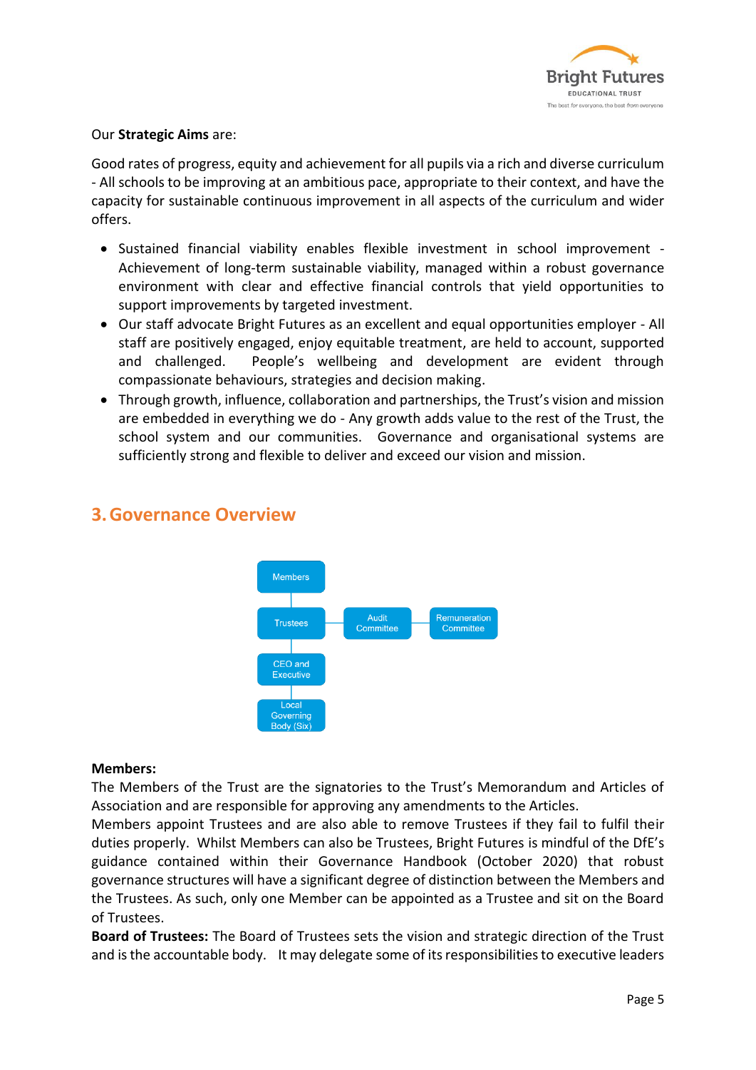Our **Strategic Aims** are:

Good rates of progress, equity and achievement for all pupils via a rich and diverse curriculum - All schools to be improving at an ambitious pace, appropriate to their context, and have the capacity for sustainable continuous improvement in all aspects of the curriculum and wider offers.

- Sustained financial viability enables flexible investment in school improvement - Achievement of long-term sustainable viability, managed within a robust governance environment with clear and effective financial controls that yield opportunities to support improvements by targeted investment.
- Our staff advocate Bright Futures as an excellent and equal opportunities employer - All staff are positively engaged, enjoy equitable treatment, are held to account, supported and challenged. People's wellbeing and development are evident through compassionate behaviours, strategies and decision making.
- Through growth, influence, collaboration and partnerships, the Trust's vision and mission are embedded in everything we do - Any growth adds value to the rest of the Trust, the school system and our communities. Governance and organisational systems are sufficiently strong and flexible to deliver and exceed our vision and mission.

## 3. Governance Overview

Members

Trustees — Audit Committee — Remuneration Committee

CEO and Executive

Local Governing Body (Six)

**Members:**
The Members of the Trust are the signatories to the Trust's Memorandum and Articles of Association and are responsible for approving any amendments to the Articles.
Members appoint Trustees and are also able to remove Trustees if they fail to fulfil their duties properly. Whilst Members can also be Trustees, Bright Futures is mindful of the DfE's guidance contained within their Governance Handbook (October 2020) that robust governance structures will have a significant degree of distinction between the Members and the Trustees. As such, only one Member can be appointed as a Trustee and sit on the Board of Trustees.
**Board of Trustees:** The Board of Trustees sets the vision and strategic direction of the Trust and is the accountable body. It may delegate some of its responsibilities to executive leaders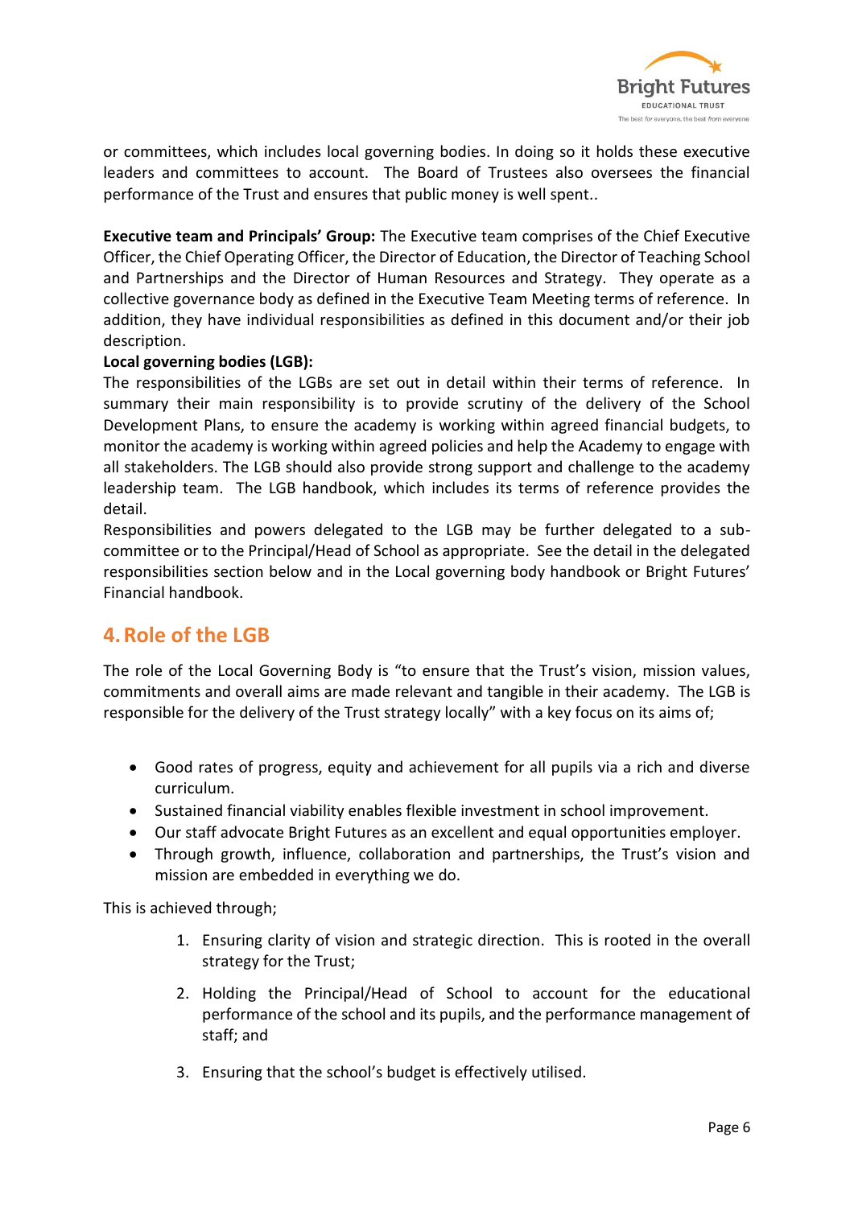or committees, which includes local governing bodies. In doing so it holds these executive leaders and committees to account. The Board of Trustees also oversees the financial performance of the Trust and ensures that public money is well spent..

**Executive team and Principals' Group:** The Executive team comprises of the Chief Executive Officer, the Chief Operating Officer, the Director of Education, the Director of Teaching School and Partnerships and the Director of Human Resources and Strategy. They operate as a collective governance body as defined in the Executive Team Meeting terms of reference. In addition, they have individual responsibilities as defined in this document and/or their job description.

**Local governing bodies (LGB):**

The responsibilities of the LGBs are set out in detail within their terms of reference. In summary their main responsibility is to provide scrutiny of the delivery of the School Development Plans, to ensure the academy is working within agreed financial budgets, to monitor the academy is working within agreed policies and help the Academy to engage with all stakeholders. The LGB should also provide strong support and challenge to the academy leadership team. The LGB handbook, which includes its terms of reference provides the detail.

Responsibilities and powers delegated to the LGB may be further delegated to a sub-committee or to the Principal/Head of School as appropriate. See the detail in the delegated responsibilities section below and in the Local governing body handbook or Bright Futures' Financial handbook.

## 4. Role of the LGB

The role of the Local Governing Body is "to ensure that the Trust's vision, mission values, commitments and overall aims are made relevant and tangible in their academy. The LGB is responsible for the delivery of the Trust strategy locally" with a key focus on its aims of;

- Good rates of progress, equity and achievement for all pupils via a rich and diverse curriculum.
- Sustained financial viability enables flexible investment in school improvement.
- Our staff advocate Bright Futures as an excellent and equal opportunities employer.
- Through growth, influence, collaboration and partnerships, the Trust's vision and mission are embedded in everything we do.

This is achieved through;

1. Ensuring clarity of vision and strategic direction. This is rooted in the overall strategy for the Trust;
2. Holding the Principal/Head of School to account for the educational performance of the school and its pupils, and the performance management of staff; and
3. Ensuring that the school's budget is effectively utilised.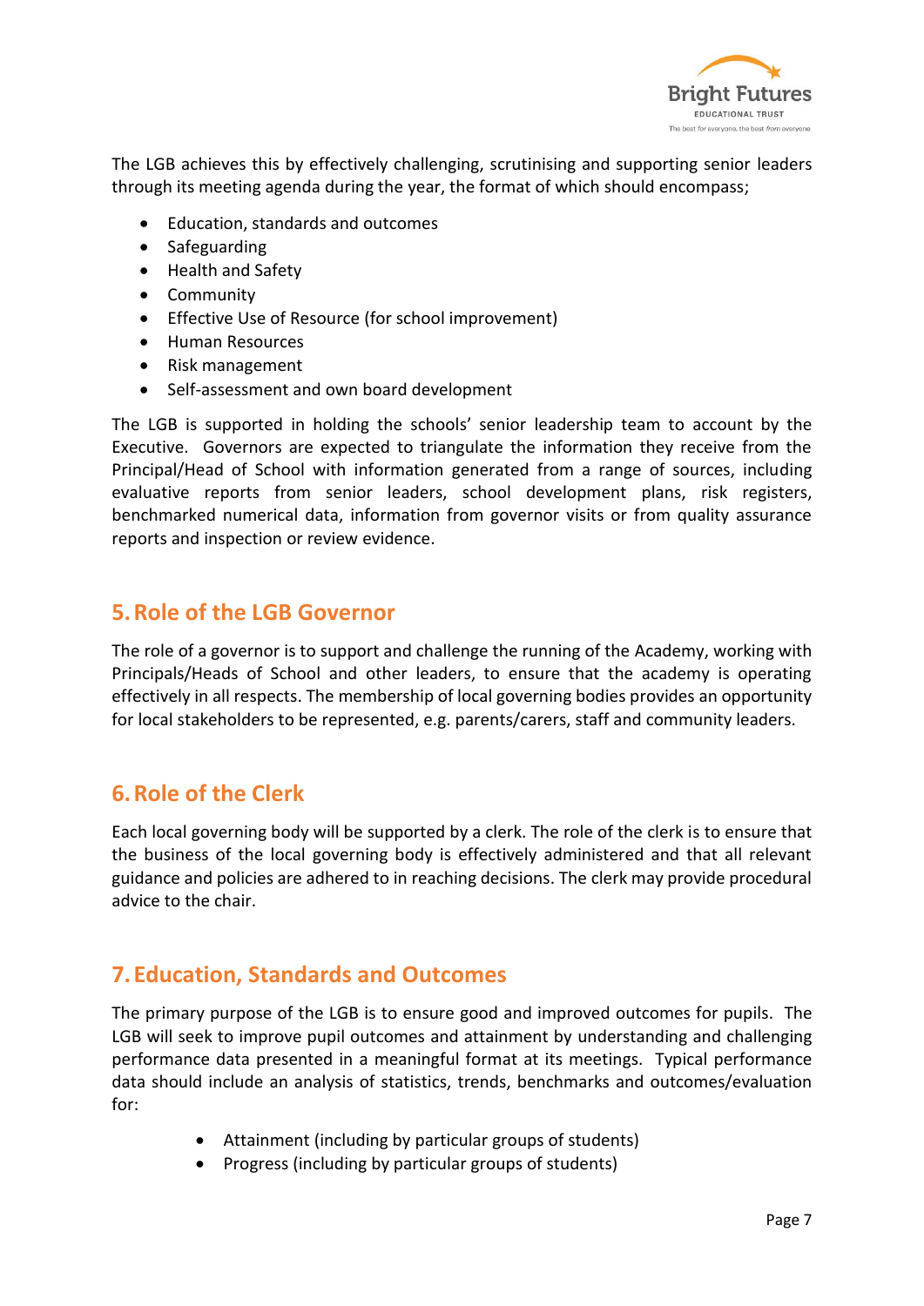The LGB achieves this by effectively challenging, scrutinising and supporting senior leaders through its meeting agenda during the year, the format of which should encompass;

- Education, standards and outcomes
- Safeguarding
- Health and Safety
- Community
- Effective Use of Resource (for school improvement)
- Human Resources
- Risk management
- Self-assessment and own board development

The LGB is supported in holding the schools' senior leadership team to account by the Executive. Governors are expected to triangulate the information they receive from the Principal/Head of School with information generated from a range of sources, including evaluative reports from senior leaders, school development plans, risk registers, benchmarked numerical data, information from governor visits or from quality assurance reports and inspection or review evidence.

## 5. Role of the LGB Governor

The role of a governor is to support and challenge the running of the Academy, working with Principals/Heads of School and other leaders, to ensure that the academy is operating effectively in all respects. The membership of local governing bodies provides an opportunity for local stakeholders to be represented, e.g. parents/carers, staff and community leaders.

## 6. Role of the Clerk

Each local governing body will be supported by a clerk. The role of the clerk is to ensure that the business of the local governing body is effectively administered and that all relevant guidance and policies are adhered to in reaching decisions. The clerk may provide procedural advice to the chair.

## 7. Education, Standards and Outcomes

The primary purpose of the LGB is to ensure good and improved outcomes for pupils. The LGB will seek to improve pupil outcomes and attainment by understanding and challenging performance data presented in a meaningful format at its meetings. Typical performance data should include an analysis of statistics, trends, benchmarks and outcomes/evaluation for:

- Attainment (including by particular groups of students)
- Progress (including by particular groups of students)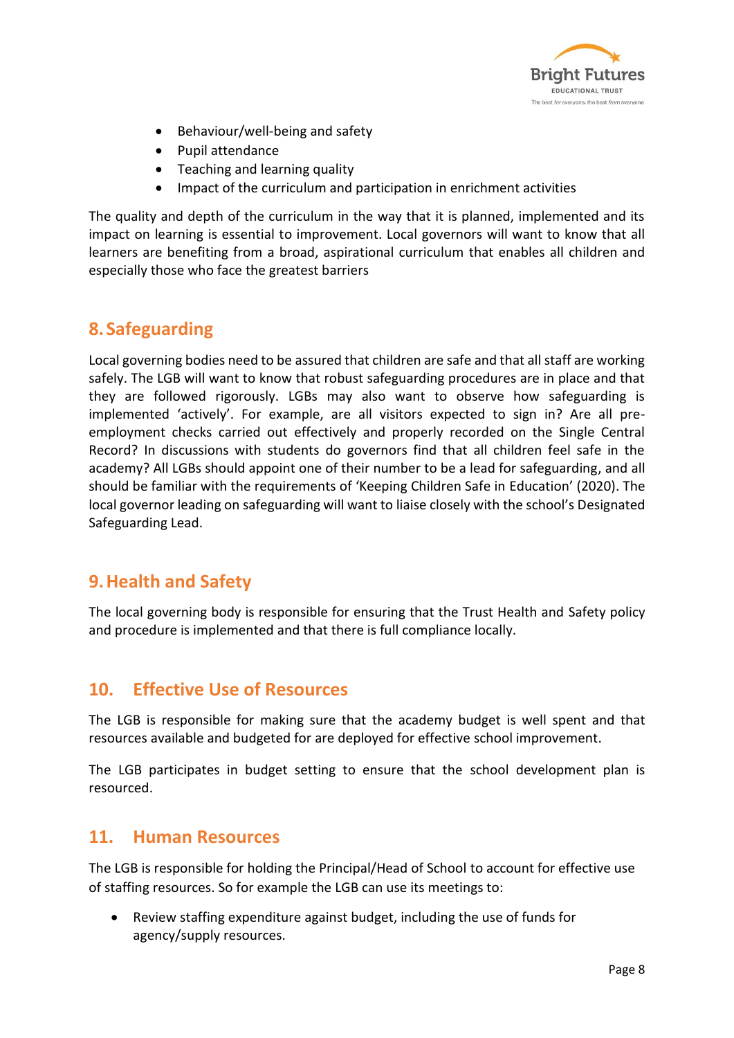- Behaviour/well-being and safety
- Pupil attendance
- Teaching and learning quality
- Impact of the curriculum and participation in enrichment activities

The quality and depth of the curriculum in the way that it is planned, implemented and its impact on learning is essential to improvement. Local governors will want to know that all learners are benefiting from a broad, aspirational curriculum that enables all children and especially those who face the greatest barriers

## 8. Safeguarding

Local governing bodies need to be assured that children are safe and that all staff are working safely. The LGB will want to know that robust safeguarding procedures are in place and that they are followed rigorously. LGBs may also want to observe how safeguarding is implemented 'actively'. For example, are all visitors expected to sign in? Are all pre-employment checks carried out effectively and properly recorded on the Single Central Record? In discussions with students do governors find that all children feel safe in the academy? All LGBs should appoint one of their number to be a lead for safeguarding, and all should be familiar with the requirements of 'Keeping Children Safe in Education' (2020). The local governor leading on safeguarding will want to liaise closely with the school's Designated Safeguarding Lead.

## 9. Health and Safety

The local governing body is responsible for ensuring that the Trust Health and Safety policy and procedure is implemented and that there is full compliance locally.

## 10. Effective Use of Resources

The LGB is responsible for making sure that the academy budget is well spent and that resources available and budgeted for are deployed for effective school improvement.

The LGB participates in budget setting to ensure that the school development plan is resourced.

## 11. Human Resources

The LGB is responsible for holding the Principal/Head of School to account for effective use of staffing resources. So for example the LGB can use its meetings to:

- Review staffing expenditure against budget, including the use of funds for agency/supply resources.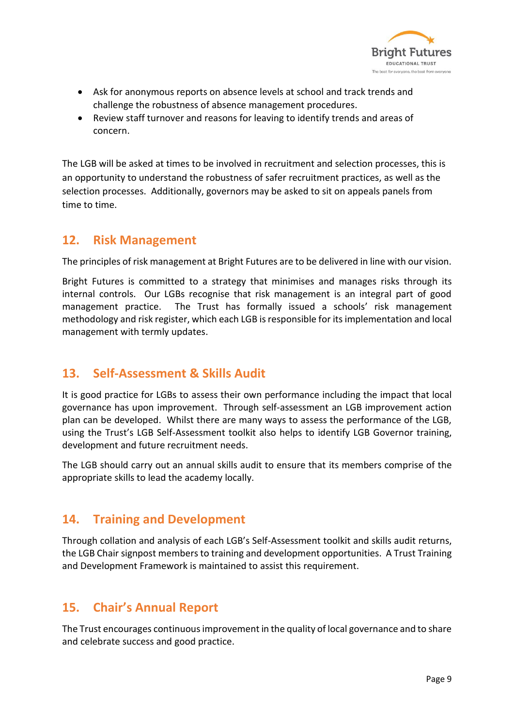- Ask for anonymous reports on absence levels at school and track trends and challenge the robustness of absence management procedures.
- Review staff turnover and reasons for leaving to identify trends and areas of concern.

The LGB will be asked at times to be involved in recruitment and selection processes, this is an opportunity to understand the robustness of safer recruitment practices, as well as the selection processes.  Additionally, governors may be asked to sit on appeals panels from time to time.

## 12. Risk Management

The principles of risk management at Bright Futures are to be delivered in line with our vision.

Bright Futures is committed to a strategy that minimises and manages risks through its internal controls.  Our LGBs recognise that risk management is an integral part of good management practice.  The Trust has formally issued a schools' risk management methodology and risk register, which each LGB is responsible for its implementation and local management with termly updates.

## 13. Self-Assessment & Skills Audit

It is good practice for LGBs to assess their own performance including the impact that local governance has upon improvement.  Through self-assessment an LGB improvement action plan can be developed.  Whilst there are many ways to assess the performance of the LGB, using the Trust's LGB Self-Assessment toolkit also helps to identify LGB Governor training, development and future recruitment needs.

The LGB should carry out an annual skills audit to ensure that its members comprise of the appropriate skills to lead the academy locally.

## 14. Training and Development

Through collation and analysis of each LGB's Self-Assessment toolkit and skills audit returns, the LGB Chair signpost members to training and development opportunities.  A Trust Training and Development Framework is maintained to assist this requirement.

## 15. Chair's Annual Report

The Trust encourages continuous improvement in the quality of local governance and to share and celebrate success and good practice.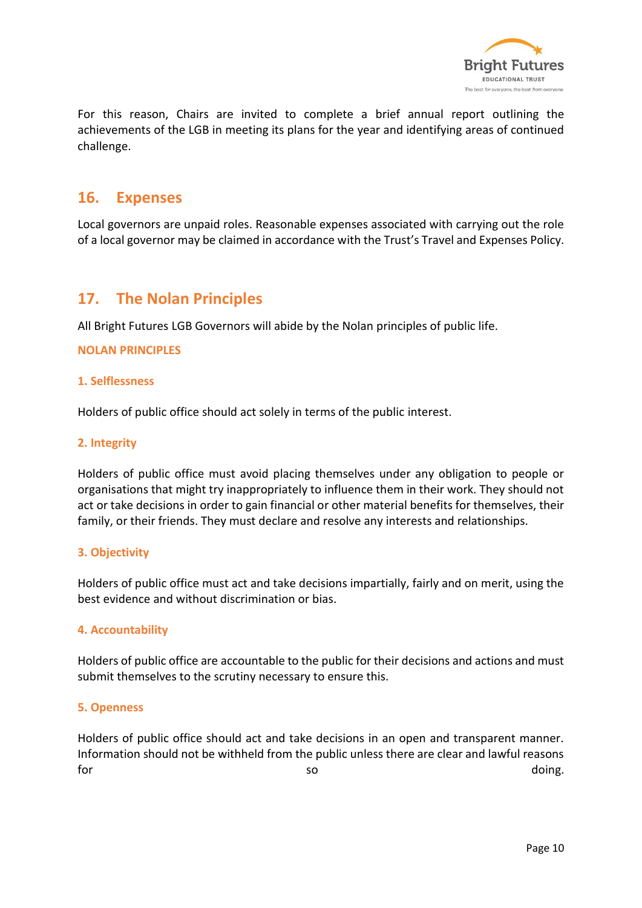For this reason, Chairs are invited to complete a brief annual report outlining the achievements of the LGB in meeting its plans for the year and identifying areas of continued challenge.

## 16. Expenses

Local governors are unpaid roles. Reasonable expenses associated with carrying out the role of a local governor may be claimed in accordance with the Trust's Travel and Expenses Policy.

## 17. The Nolan Principles

All Bright Futures LGB Governors will abide by the Nolan principles of public life.

**NOLAN PRINCIPLES**

**1. Selflessness**

Holders of public office should act solely in terms of the public interest.

**2. Integrity**

Holders of public office must avoid placing themselves under any obligation to people or organisations that might try inappropriately to influence them in their work. They should not act or take decisions in order to gain financial or other material benefits for themselves, their family, or their friends. They must declare and resolve any interests and relationships.

**3. Objectivity**

Holders of public office must act and take decisions impartially, fairly and on merit, using the best evidence and without discrimination or bias.

**4. Accountability**

Holders of public office are accountable to the public for their decisions and actions and must submit themselves to the scrutiny necessary to ensure this.

**5. Openness**

Holders of public office should act and take decisions in an open and transparent manner. Information should not be withheld from the public unless there are clear and lawful reasons for so doing.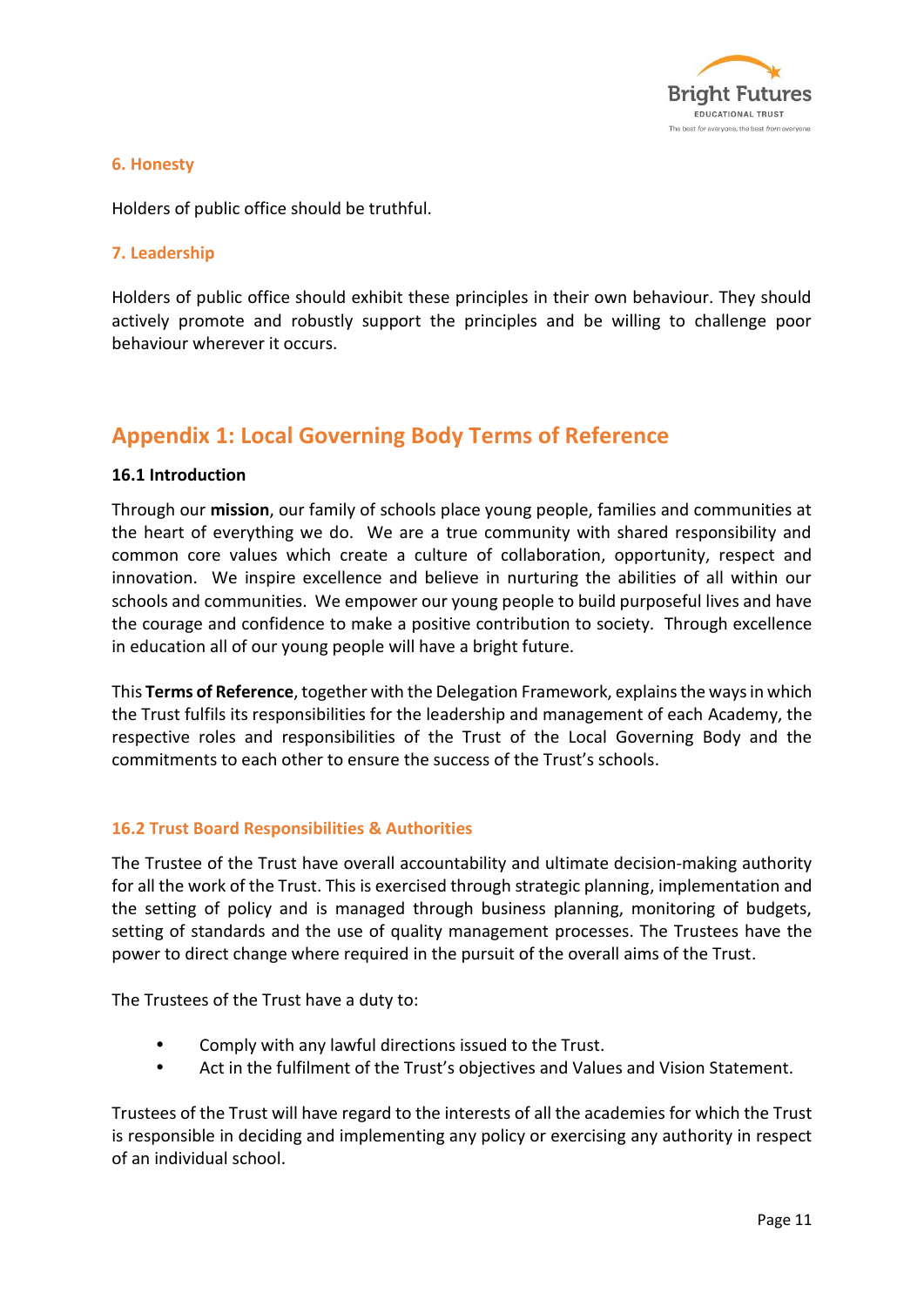### 6. Honesty

Holders of public office should be truthful.

### 7. Leadership

Holders of public office should exhibit these principles in their own behaviour. They should actively promote and robustly support the principles and be willing to challenge poor behaviour wherever it occurs.

## Appendix 1: Local Governing Body Terms of Reference

**16.1 Introduction**

Through our **mission**, our family of schools place young people, families and communities at the heart of everything we do. We are a true community with shared responsibility and common core values which create a culture of collaboration, opportunity, respect and innovation. We inspire excellence and believe in nurturing the abilities of all within our schools and communities. We empower our young people to build purposeful lives and have the courage and confidence to make a positive contribution to society. Through excellence in education all of our young people will have a bright future.

This **Terms of Reference**, together with the Delegation Framework, explains the ways in which the Trust fulfils its responsibilities for the leadership and management of each Academy, the respective roles and responsibilities of the Trust of the Local Governing Body and the commitments to each other to ensure the success of the Trust's schools.

### 16.2 Trust Board Responsibilities & Authorities

The Trustee of the Trust have overall accountability and ultimate decision-making authority for all the work of the Trust. This is exercised through strategic planning, implementation and the setting of policy and is managed through business planning, monitoring of budgets, setting of standards and the use of quality management processes. The Trustees have the power to direct change where required in the pursuit of the overall aims of the Trust.

The Trustees of the Trust have a duty to:

- Comply with any lawful directions issued to the Trust.
- Act in the fulfilment of the Trust's objectives and Values and Vision Statement.

Trustees of the Trust will have regard to the interests of all the academies for which the Trust is responsible in deciding and implementing any policy or exercising any authority in respect of an individual school.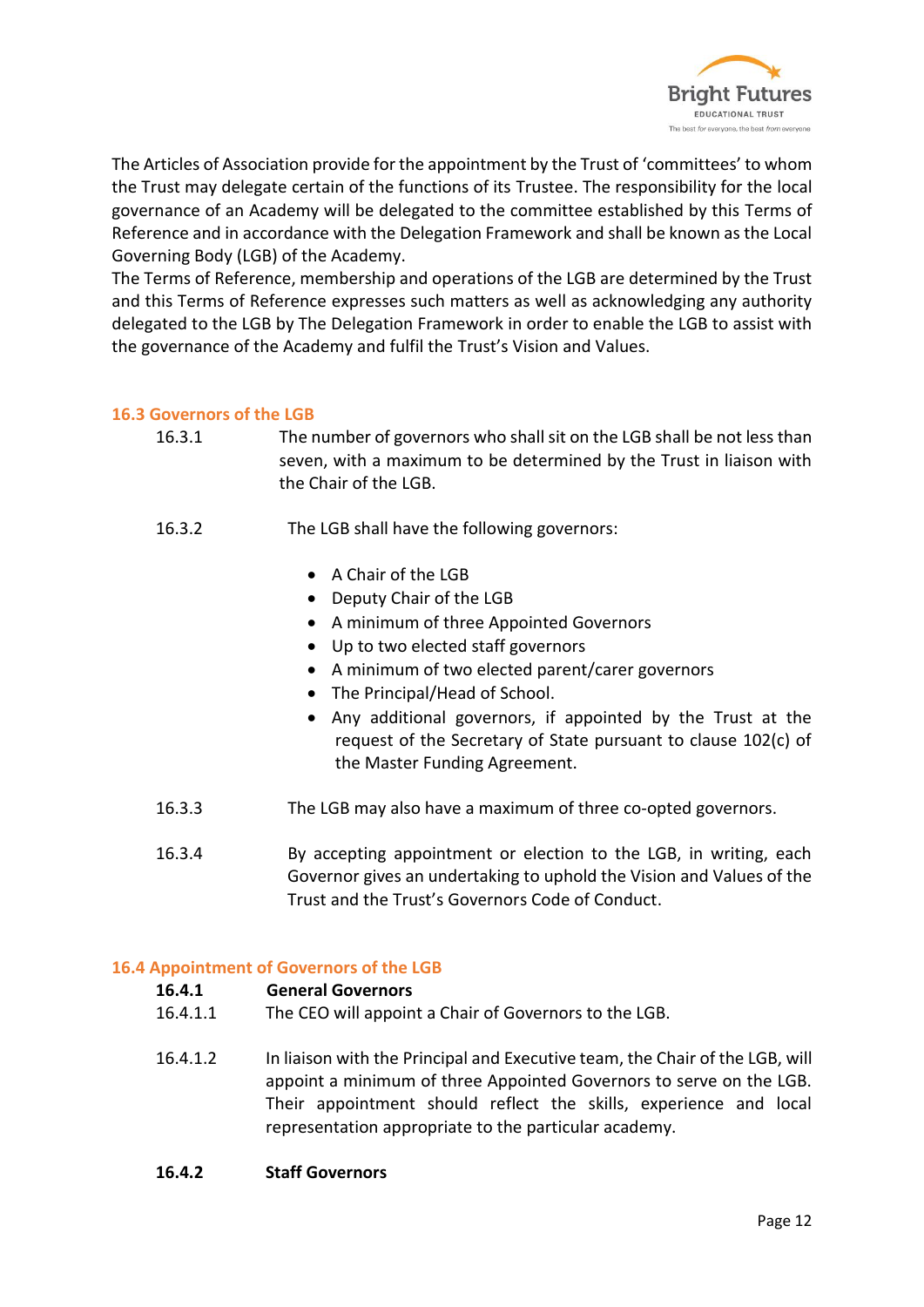The Articles of Association provide for the appointment by the Trust of 'committees' to whom the Trust may delegate certain of the functions of its Trustee. The responsibility for the local governance of an Academy will be delegated to the committee established by this Terms of Reference and in accordance with the Delegation Framework and shall be known as the Local Governing Body (LGB) of the Academy.
The Terms of Reference, membership and operations of the LGB are determined by the Trust and this Terms of Reference expresses such matters as well as acknowledging any authority delegated to the LGB by The Delegation Framework in order to enable the LGB to assist with the governance of the Academy and fulfil the Trust's Vision and Values.

### 16.3 Governors of the LGB

16.3.1 The number of governors who shall sit on the LGB shall be not less than seven, with a maximum to be determined by the Trust in liaison with the Chair of the LGB.

16.3.2 The LGB shall have the following governors:

- A Chair of the LGB
- Deputy Chair of the LGB
- A minimum of three Appointed Governors
- Up to two elected staff governors
- A minimum of two elected parent/carer governors
- The Principal/Head of School.
- Any additional governors, if appointed by the Trust at the request of the Secretary of State pursuant to clause 102(c) of the Master Funding Agreement.

16.3.3 The LGB may also have a maximum of three co-opted governors.

16.3.4 By accepting appointment or election to the LGB, in writing, each Governor gives an undertaking to uphold the Vision and Values of the Trust and the Trust's Governors Code of Conduct.

### 16.4 Appointment of Governors of the LGB

**16.4.1 General Governors**

16.4.1.1 The CEO will appoint a Chair of Governors to the LGB.

16.4.1.2 In liaison with the Principal and Executive team, the Chair of the LGB, will appoint a minimum of three Appointed Governors to serve on the LGB. Their appointment should reflect the skills, experience and local representation appropriate to the particular academy.

**16.4.2 Staff Governors**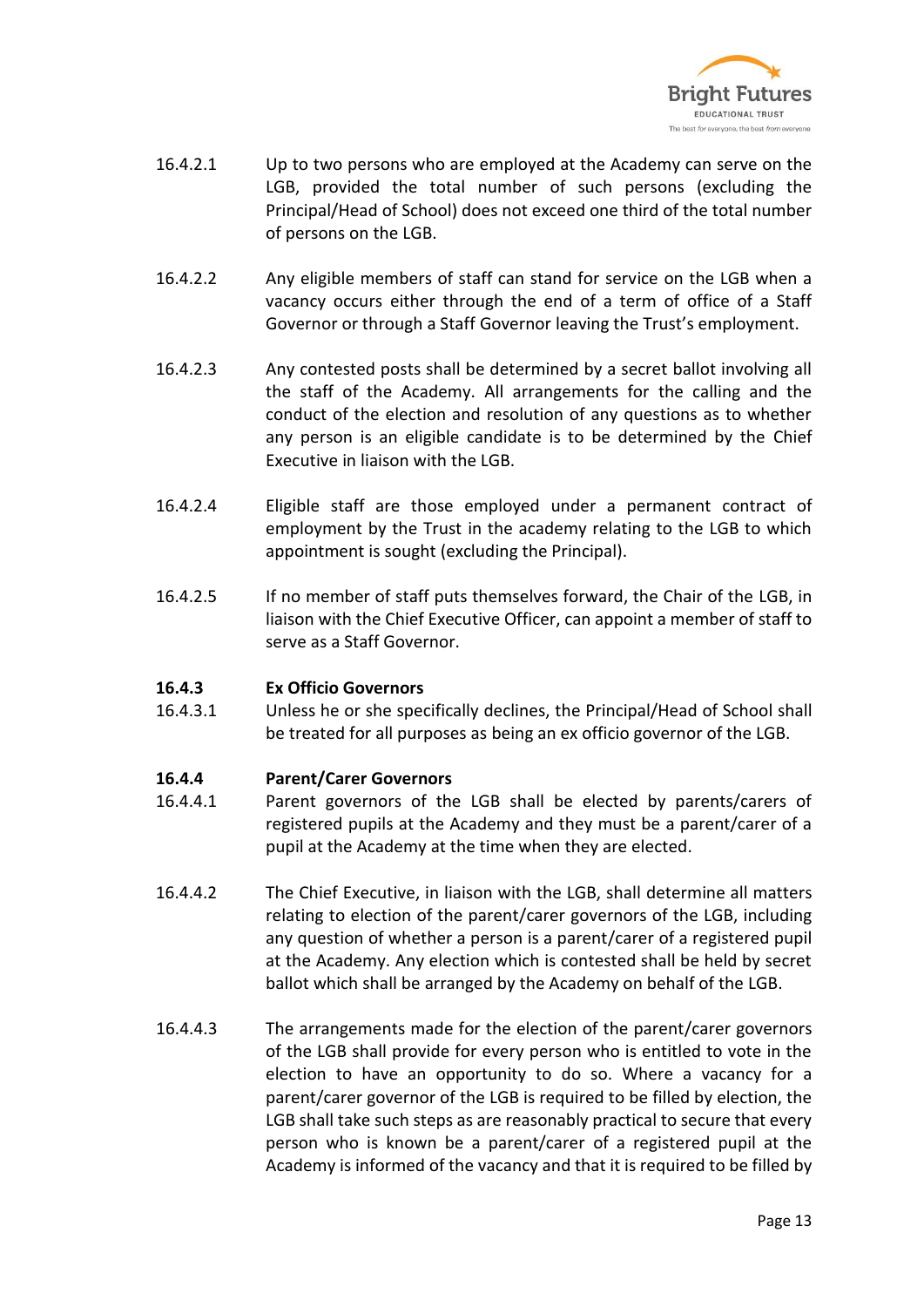16.4.2.1 Up to two persons who are employed at the Academy can serve on the LGB, provided the total number of such persons (excluding the Principal/Head of School) does not exceed one third of the total number of persons on the LGB.

16.4.2.2 Any eligible members of staff can stand for service on the LGB when a vacancy occurs either through the end of a term of office of a Staff Governor or through a Staff Governor leaving the Trust's employment.

16.4.2.3 Any contested posts shall be determined by a secret ballot involving all the staff of the Academy. All arrangements for the calling and the conduct of the election and resolution of any questions as to whether any person is an eligible candidate is to be determined by the Chief Executive in liaison with the LGB.

16.4.2.4 Eligible staff are those employed under a permanent contract of employment by the Trust in the academy relating to the LGB to which appointment is sought (excluding the Principal).

16.4.2.5 If no member of staff puts themselves forward, the Chair of the LGB, in liaison with the Chief Executive Officer, can appoint a member of staff to serve as a Staff Governor.

**16.4.3 Ex Officio Governors**

16.4.3.1 Unless he or she specifically declines, the Principal/Head of School shall be treated for all purposes as being an ex officio governor of the LGB.

**16.4.4 Parent/Carer Governors**

16.4.4.1 Parent governors of the LGB shall be elected by parents/carers of registered pupils at the Academy and they must be a parent/carer of a pupil at the Academy at the time when they are elected.

16.4.4.2 The Chief Executive, in liaison with the LGB, shall determine all matters relating to election of the parent/carer governors of the LGB, including any question of whether a person is a parent/carer of a registered pupil at the Academy. Any election which is contested shall be held by secret ballot which shall be arranged by the Academy on behalf of the LGB.

16.4.4.3 The arrangements made for the election of the parent/carer governors of the LGB shall provide for every person who is entitled to vote in the election to have an opportunity to do so. Where a vacancy for a parent/carer governor of the LGB is required to be filled by election, the LGB shall take such steps as are reasonably practical to secure that every person who is known be a parent/carer of a registered pupil at the Academy is informed of the vacancy and that it is required to be filled by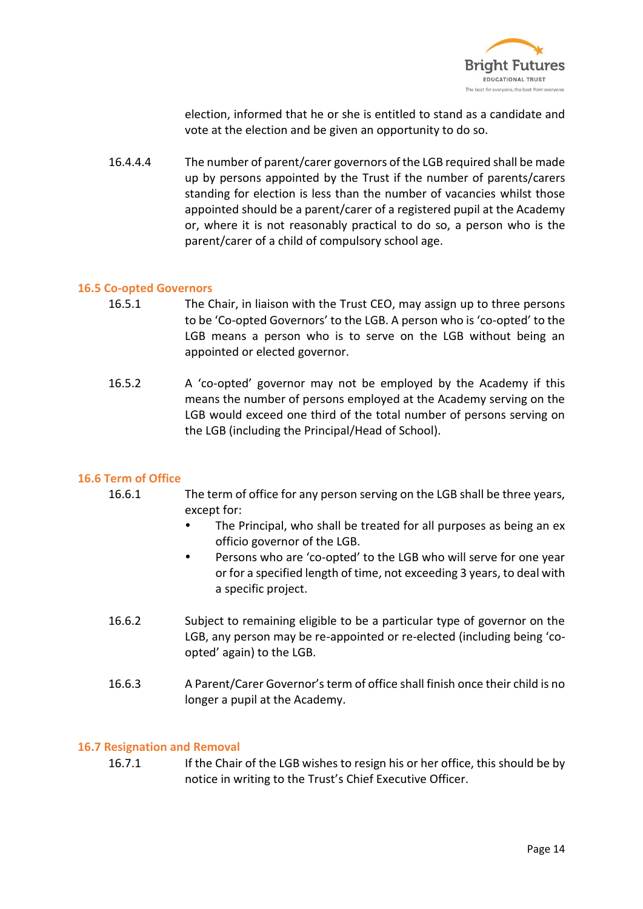election, informed that he or she is entitled to stand as a candidate and vote at the election and be given an opportunity to do so.

16.4.4.4 The number of parent/carer governors of the LGB required shall be made up by persons appointed by the Trust if the number of parents/carers standing for election is less than the number of vacancies whilst those appointed should be a parent/carer of a registered pupil at the Academy or, where it is not reasonably practical to do so, a person who is the parent/carer of a child of compulsory school age.

### 16.5 Co-opted Governors

16.5.1 The Chair, in liaison with the Trust CEO, may assign up to three persons to be 'Co-opted Governors' to the LGB. A person who is 'co-opted' to the LGB means a person who is to serve on the LGB without being an appointed or elected governor.

16.5.2 A 'co-opted' governor may not be employed by the Academy if this means the number of persons employed at the Academy serving on the LGB would exceed one third of the total number of persons serving on the LGB (including the Principal/Head of School).

### 16.6 Term of Office

16.6.1 The term of office for any person serving on the LGB shall be three years, except for:

- The Principal, who shall be treated for all purposes as being an ex officio governor of the LGB.
- Persons who are 'co-opted' to the LGB who will serve for one year or for a specified length of time, not exceeding 3 years, to deal with a specific project.

16.6.2 Subject to remaining eligible to be a particular type of governor on the LGB, any person may be re-appointed or re-elected (including being 'co-opted' again) to the LGB.

16.6.3 A Parent/Carer Governor's term of office shall finish once their child is no longer a pupil at the Academy.

### 16.7 Resignation and Removal

16.7.1 If the Chair of the LGB wishes to resign his or her office, this should be by notice in writing to the Trust's Chief Executive Officer.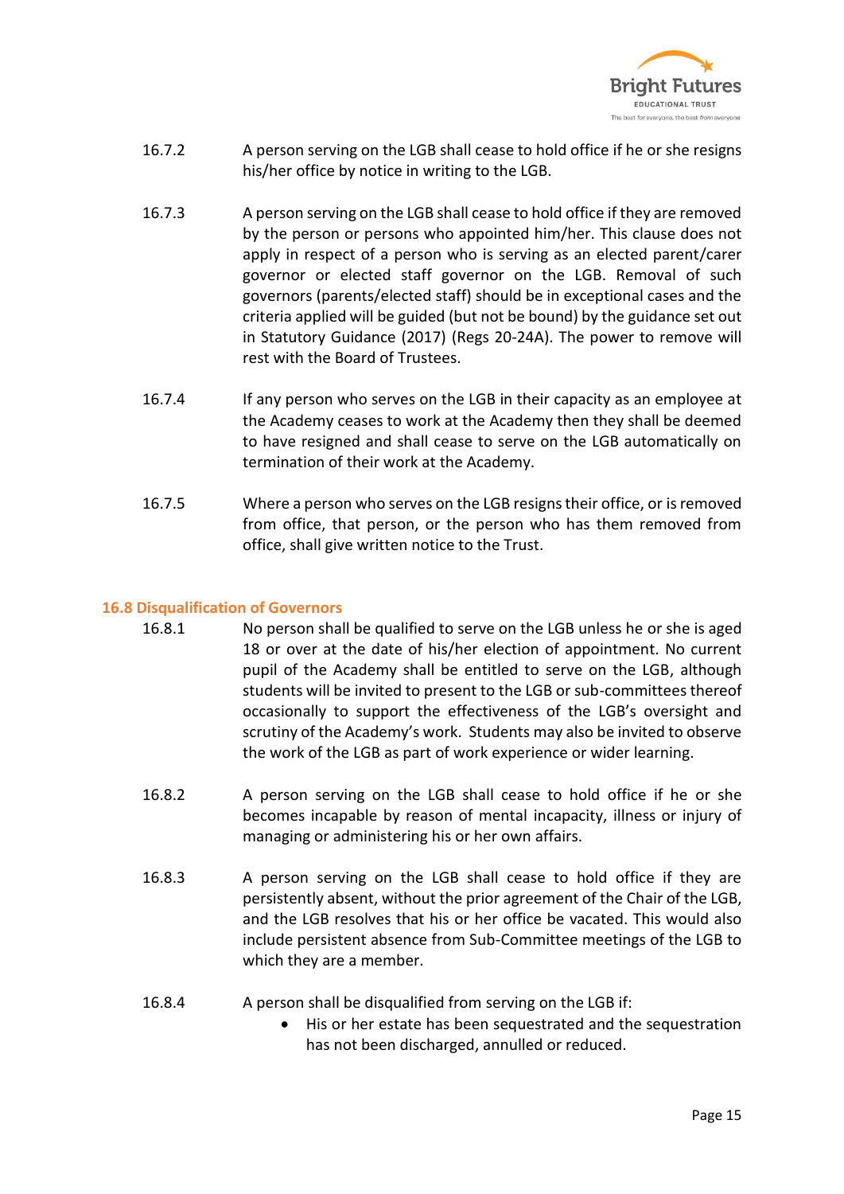16.7.2 A person serving on the LGB shall cease to hold office if he or she resigns his/her office by notice in writing to the LGB.

16.7.3 A person serving on the LGB shall cease to hold office if they are removed by the person or persons who appointed him/her. This clause does not apply in respect of a person who is serving as an elected parent/carer governor or elected staff governor on the LGB. Removal of such governors (parents/elected staff) should be in exceptional cases and the criteria applied will be guided (but not be bound) by the guidance set out in Statutory Guidance (2017) (Regs 20-24A). The power to remove will rest with the Board of Trustees.

16.7.4 If any person who serves on the LGB in their capacity as an employee at the Academy ceases to work at the Academy then they shall be deemed to have resigned and shall cease to serve on the LGB automatically on termination of their work at the Academy.

16.7.5 Where a person who serves on the LGB resigns their office, or is removed from office, that person, or the person who has them removed from office, shall give written notice to the Trust.

### 16.8 Disqualification of Governors

16.8.1 No person shall be qualified to serve on the LGB unless he or she is aged 18 or over at the date of his/her election of appointment. No current pupil of the Academy shall be entitled to serve on the LGB, although students will be invited to present to the LGB or sub-committees thereof occasionally to support the effectiveness of the LGB's oversight and scrutiny of the Academy's work. Students may also be invited to observe the work of the LGB as part of work experience or wider learning.

16.8.2 A person serving on the LGB shall cease to hold office if he or she becomes incapable by reason of mental incapacity, illness or injury of managing or administering his or her own affairs.

16.8.3 A person serving on the LGB shall cease to hold office if they are persistently absent, without the prior agreement of the Chair of the LGB, and the LGB resolves that his or her office be vacated. This would also include persistent absence from Sub-Committee meetings of the LGB to which they are a member.

16.8.4 A person shall be disqualified from serving on the LGB if:

- His or her estate has been sequestrated and the sequestration has not been discharged, annulled or reduced.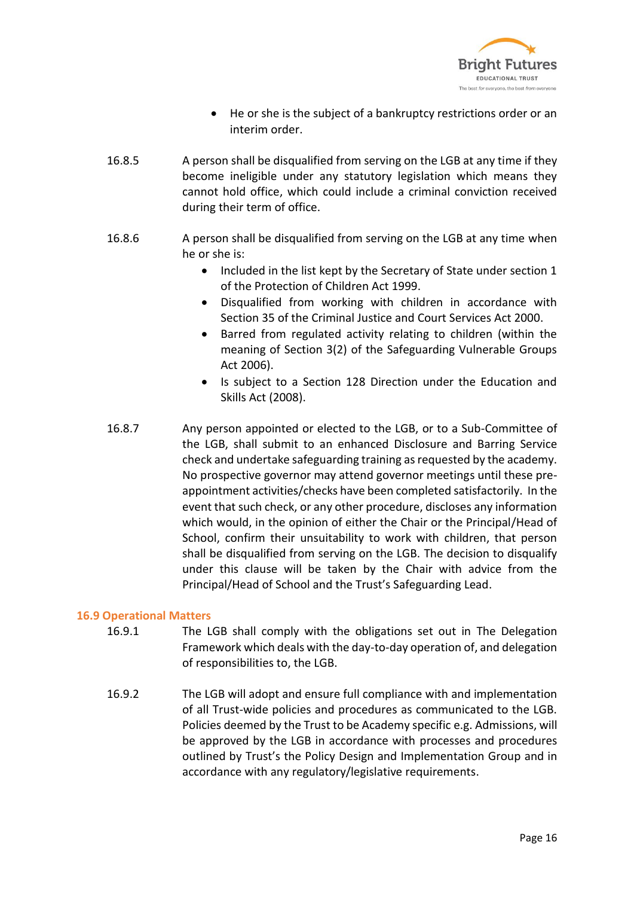- He or she is the subject of a bankruptcy restrictions order or an interim order.

16.8.5 A person shall be disqualified from serving on the LGB at any time if they become ineligible under any statutory legislation which means they cannot hold office, which could include a criminal conviction received during their term of office.

16.8.6 A person shall be disqualified from serving on the LGB at any time when he or she is:

- Included in the list kept by the Secretary of State under section 1 of the Protection of Children Act 1999.
- Disqualified from working with children in accordance with Section 35 of the Criminal Justice and Court Services Act 2000.
- Barred from regulated activity relating to children (within the meaning of Section 3(2) of the Safeguarding Vulnerable Groups Act 2006).
- Is subject to a Section 128 Direction under the Education and Skills Act (2008).

16.8.7 Any person appointed or elected to the LGB, or to a Sub-Committee of the LGB, shall submit to an enhanced Disclosure and Barring Service check and undertake safeguarding training as requested by the academy. No prospective governor may attend governor meetings until these pre-appointment activities/checks have been completed satisfactorily. In the event that such check, or any other procedure, discloses any information which would, in the opinion of either the Chair or the Principal/Head of School, confirm their unsuitability to work with children, that person shall be disqualified from serving on the LGB. The decision to disqualify under this clause will be taken by the Chair with advice from the Principal/Head of School and the Trust's Safeguarding Lead.

### 16.9 Operational Matters

16.9.1 The LGB shall comply with the obligations set out in The Delegation Framework which deals with the day-to-day operation of, and delegation of responsibilities to, the LGB.

16.9.2 The LGB will adopt and ensure full compliance with and implementation of all Trust-wide policies and procedures as communicated to the LGB. Policies deemed by the Trust to be Academy specific e.g. Admissions, will be approved by the LGB in accordance with processes and procedures outlined by Trust's the Policy Design and Implementation Group and in accordance with any regulatory/legislative requirements.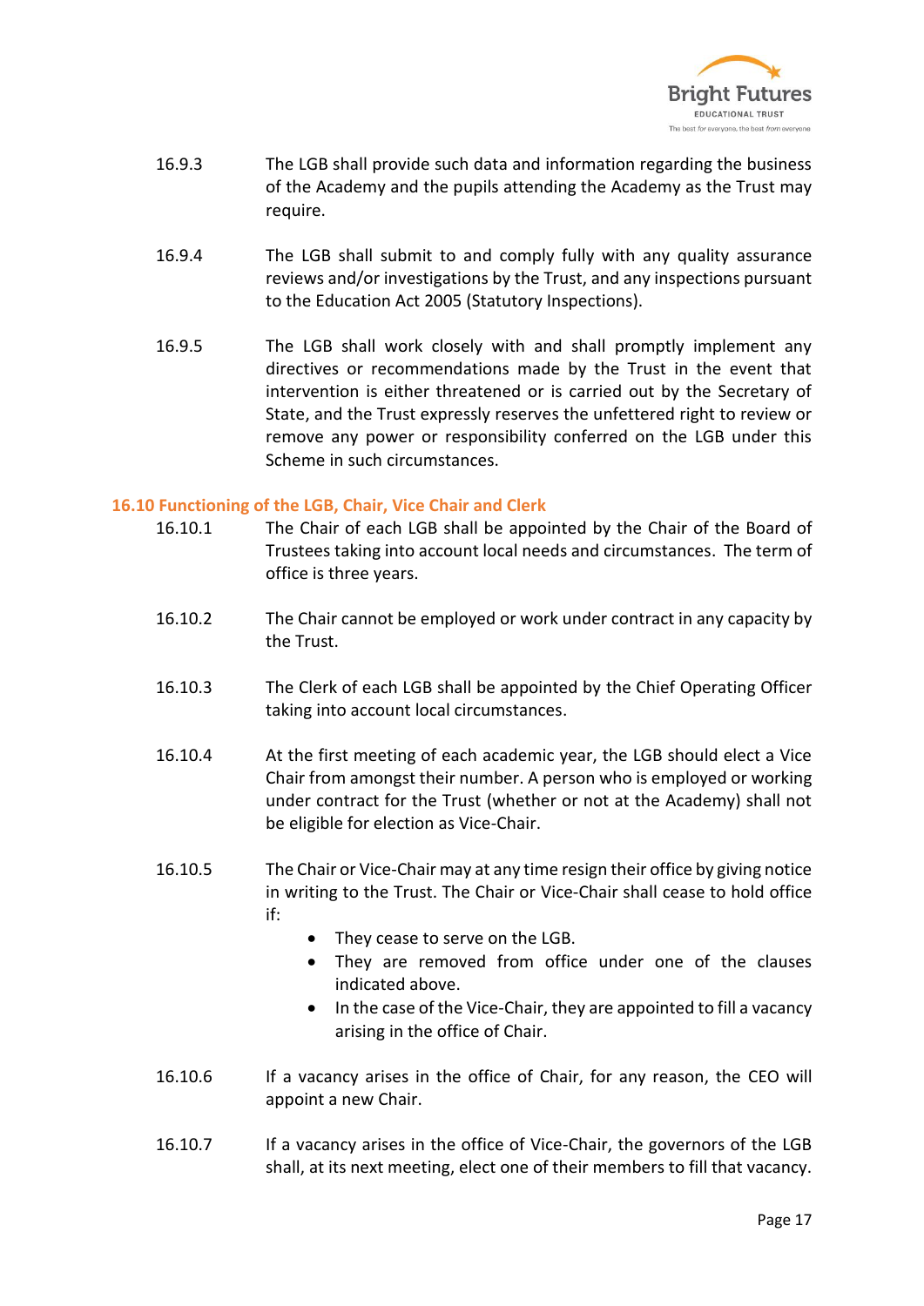16.9.3 The LGB shall provide such data and information regarding the business of the Academy and the pupils attending the Academy as the Trust may require.

16.9.4 The LGB shall submit to and comply fully with any quality assurance reviews and/or investigations by the Trust, and any inspections pursuant to the Education Act 2005 (Statutory Inspections).

16.9.5 The LGB shall work closely with and shall promptly implement any directives or recommendations made by the Trust in the event that intervention is either threatened or is carried out by the Secretary of State, and the Trust expressly reserves the unfettered right to review or remove any power or responsibility conferred on the LGB under this Scheme in such circumstances.

### 16.10 Functioning of the LGB, Chair, Vice Chair and Clerk

16.10.1 The Chair of each LGB shall be appointed by the Chair of the Board of Trustees taking into account local needs and circumstances. The term of office is three years.

16.10.2 The Chair cannot be employed or work under contract in any capacity by the Trust.

16.10.3 The Clerk of each LGB shall be appointed by the Chief Operating Officer taking into account local circumstances.

16.10.4 At the first meeting of each academic year, the LGB should elect a Vice Chair from amongst their number. A person who is employed or working under contract for the Trust (whether or not at the Academy) shall not be eligible for election as Vice-Chair.

16.10.5 The Chair or Vice-Chair may at any time resign their office by giving notice in writing to the Trust. The Chair or Vice-Chair shall cease to hold office if:

- They cease to serve on the LGB.
- They are removed from office under one of the clauses indicated above.
- In the case of the Vice-Chair, they are appointed to fill a vacancy arising in the office of Chair.

16.10.6 If a vacancy arises in the office of Chair, for any reason, the CEO will appoint a new Chair.

16.10.7 If a vacancy arises in the office of Vice-Chair, the governors of the LGB shall, at its next meeting, elect one of their members to fill that vacancy.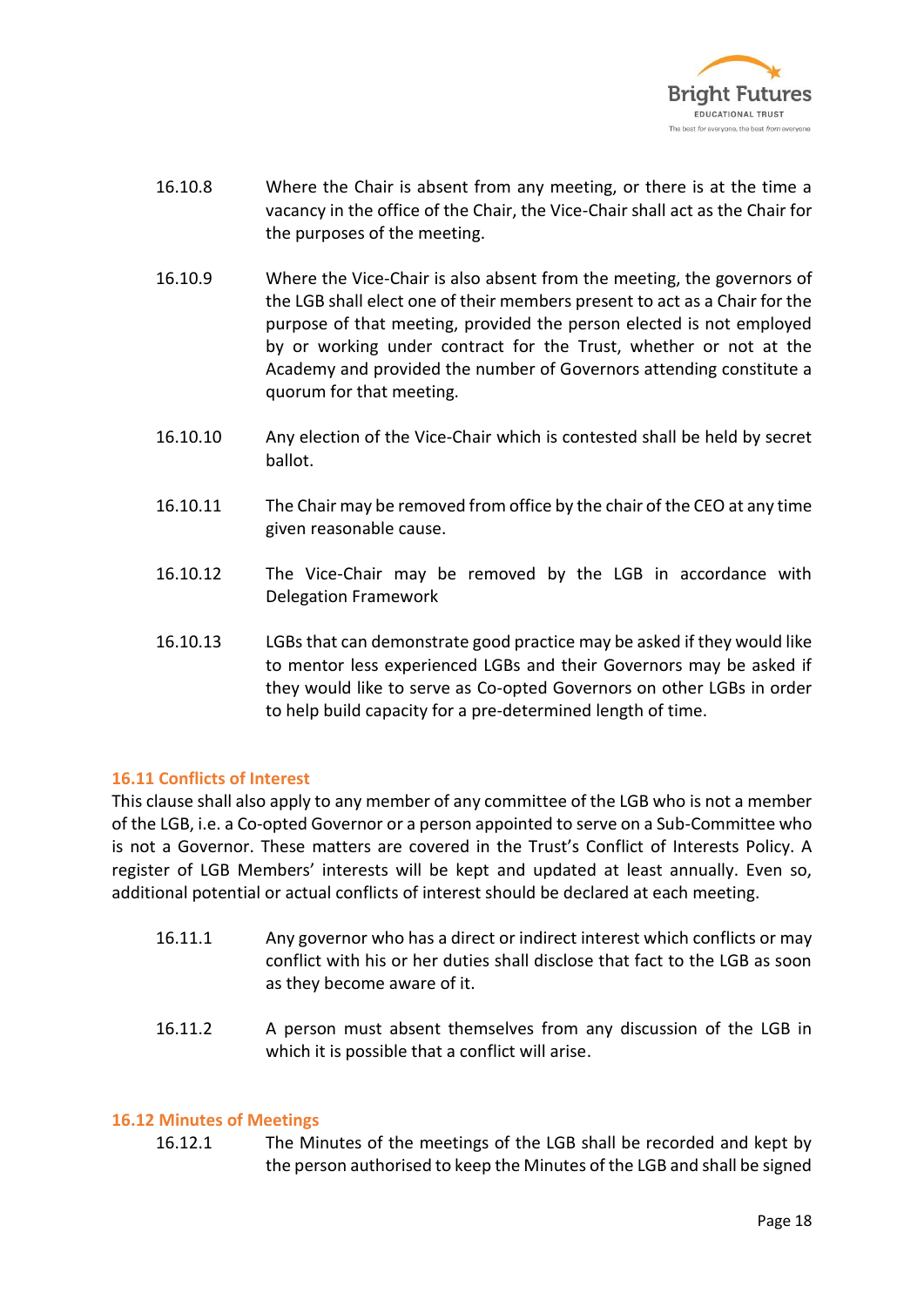16.10.8 Where the Chair is absent from any meeting, or there is at the time a vacancy in the office of the Chair, the Vice-Chair shall act as the Chair for the purposes of the meeting.

16.10.9 Where the Vice-Chair is also absent from the meeting, the governors of the LGB shall elect one of their members present to act as a Chair for the purpose of that meeting, provided the person elected is not employed by or working under contract for the Trust, whether or not at the Academy and provided the number of Governors attending constitute a quorum for that meeting.

16.10.10 Any election of the Vice-Chair which is contested shall be held by secret ballot.

16.10.11 The Chair may be removed from office by the chair of the CEO at any time given reasonable cause.

16.10.12 The Vice-Chair may be removed by the LGB in accordance with Delegation Framework

16.10.13 LGBs that can demonstrate good practice may be asked if they would like to mentor less experienced LGBs and their Governors may be asked if they would like to serve as Co-opted Governors on other LGBs in order to help build capacity for a pre-determined length of time.

### 16.11 Conflicts of Interest

This clause shall also apply to any member of any committee of the LGB who is not a member of the LGB, i.e. a Co-opted Governor or a person appointed to serve on a Sub-Committee who is not a Governor. These matters are covered in the Trust's Conflict of Interests Policy. A register of LGB Members' interests will be kept and updated at least annually. Even so, additional potential or actual conflicts of interest should be declared at each meeting.

16.11.1 Any governor who has a direct or indirect interest which conflicts or may conflict with his or her duties shall disclose that fact to the LGB as soon as they become aware of it.

16.11.2 A person must absent themselves from any discussion of the LGB in which it is possible that a conflict will arise.

### 16.12 Minutes of Meetings

16.12.1 The Minutes of the meetings of the LGB shall be recorded and kept by the person authorised to keep the Minutes of the LGB and shall be signed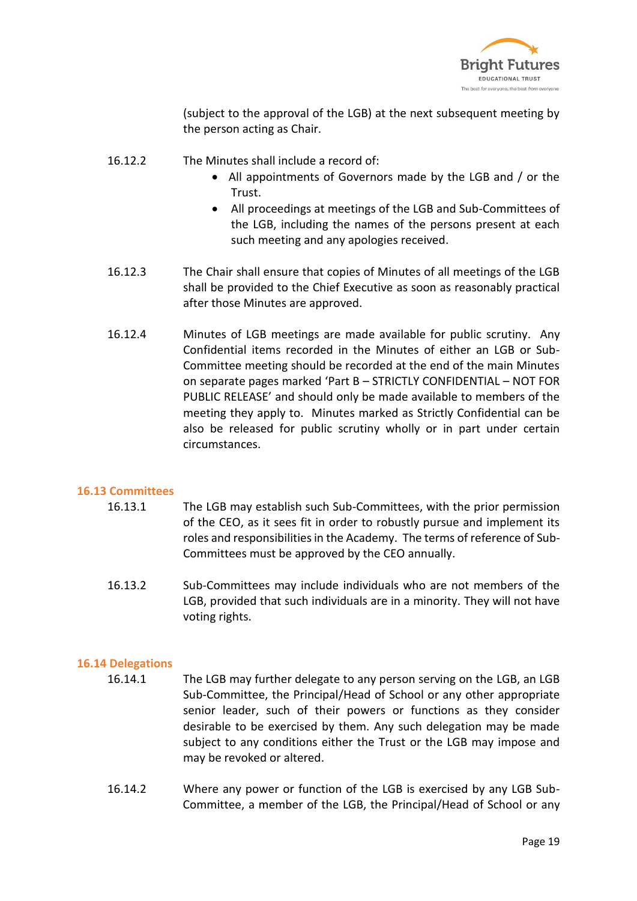(subject to the approval of the LGB) at the next subsequent meeting by the person acting as Chair.

16.12.2 The Minutes shall include a record of:

- All appointments of Governors made by the LGB and / or the Trust.
- All proceedings at meetings of the LGB and Sub-Committees of the LGB, including the names of the persons present at each such meeting and any apologies received.

16.12.3 The Chair shall ensure that copies of Minutes of all meetings of the LGB shall be provided to the Chief Executive as soon as reasonably practical after those Minutes are approved.

16.12.4 Minutes of LGB meetings are made available for public scrutiny. Any Confidential items recorded in the Minutes of either an LGB or Sub-Committee meeting should be recorded at the end of the main Minutes on separate pages marked 'Part B – STRICTLY CONFIDENTIAL – NOT FOR PUBLIC RELEASE' and should only be made available to members of the meeting they apply to. Minutes marked as Strictly Confidential can be also be released for public scrutiny wholly or in part under certain circumstances.

### 16.13 Committees

16.13.1 The LGB may establish such Sub-Committees, with the prior permission of the CEO, as it sees fit in order to robustly pursue and implement its roles and responsibilities in the Academy. The terms of reference of Sub-Committees must be approved by the CEO annually.

16.13.2 Sub-Committees may include individuals who are not members of the LGB, provided that such individuals are in a minority. They will not have voting rights.

### 16.14 Delegations

16.14.1 The LGB may further delegate to any person serving on the LGB, an LGB Sub-Committee, the Principal/Head of School or any other appropriate senior leader, such of their powers or functions as they consider desirable to be exercised by them. Any such delegation may be made subject to any conditions either the Trust or the LGB may impose and may be revoked or altered.

16.14.2 Where any power or function of the LGB is exercised by any LGB Sub-Committee, a member of the LGB, the Principal/Head of School or any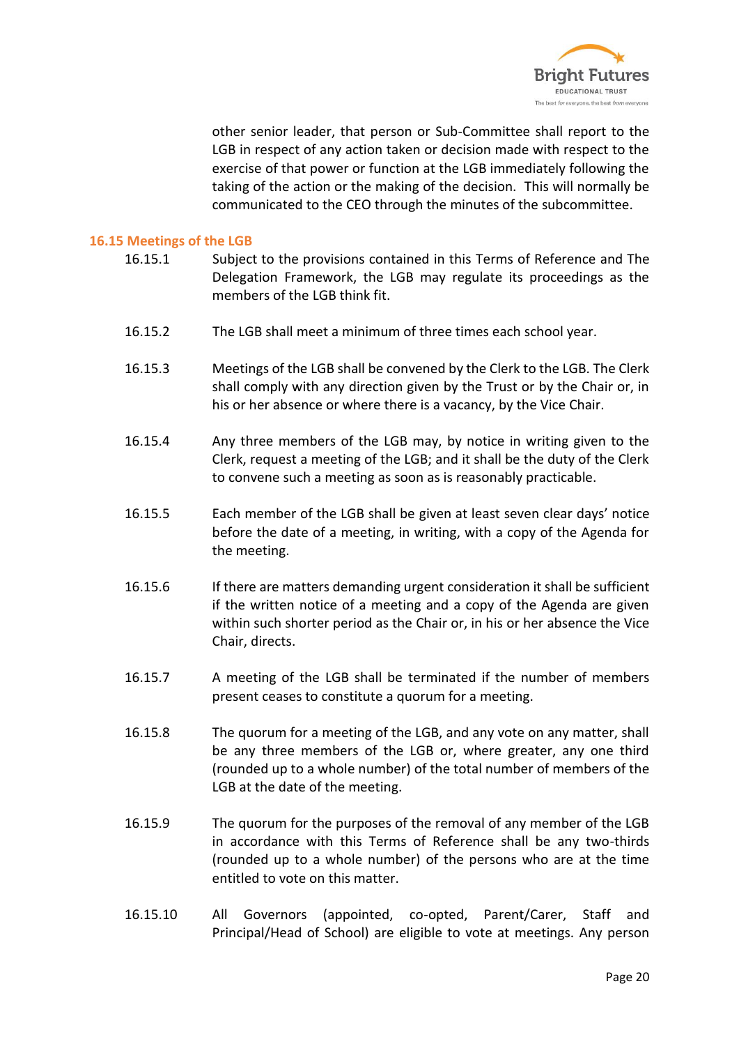other senior leader, that person or Sub-Committee shall report to the LGB in respect of any action taken or decision made with respect to the exercise of that power or function at the LGB immediately following the taking of the action or the making of the decision. This will normally be communicated to the CEO through the minutes of the subcommittee.

### 16.15 Meetings of the LGB

16.15.1 Subject to the provisions contained in this Terms of Reference and The Delegation Framework, the LGB may regulate its proceedings as the members of the LGB think fit.

16.15.2 The LGB shall meet a minimum of three times each school year.

16.15.3 Meetings of the LGB shall be convened by the Clerk to the LGB. The Clerk shall comply with any direction given by the Trust or by the Chair or, in his or her absence or where there is a vacancy, by the Vice Chair.

16.15.4 Any three members of the LGB may, by notice in writing given to the Clerk, request a meeting of the LGB; and it shall be the duty of the Clerk to convene such a meeting as soon as is reasonably practicable.

16.15.5 Each member of the LGB shall be given at least seven clear days' notice before the date of a meeting, in writing, with a copy of the Agenda for the meeting.

16.15.6 If there are matters demanding urgent consideration it shall be sufficient if the written notice of a meeting and a copy of the Agenda are given within such shorter period as the Chair or, in his or her absence the Vice Chair, directs.

16.15.7 A meeting of the LGB shall be terminated if the number of members present ceases to constitute a quorum for a meeting.

16.15.8 The quorum for a meeting of the LGB, and any vote on any matter, shall be any three members of the LGB or, where greater, any one third (rounded up to a whole number) of the total number of members of the LGB at the date of the meeting.

16.15.9 The quorum for the purposes of the removal of any member of the LGB in accordance with this Terms of Reference shall be any two-thirds (rounded up to a whole number) of the persons who are at the time entitled to vote on this matter.

16.15.10 All Governors (appointed, co-opted, Parent/Carer, Staff and Principal/Head of School) are eligible to vote at meetings. Any person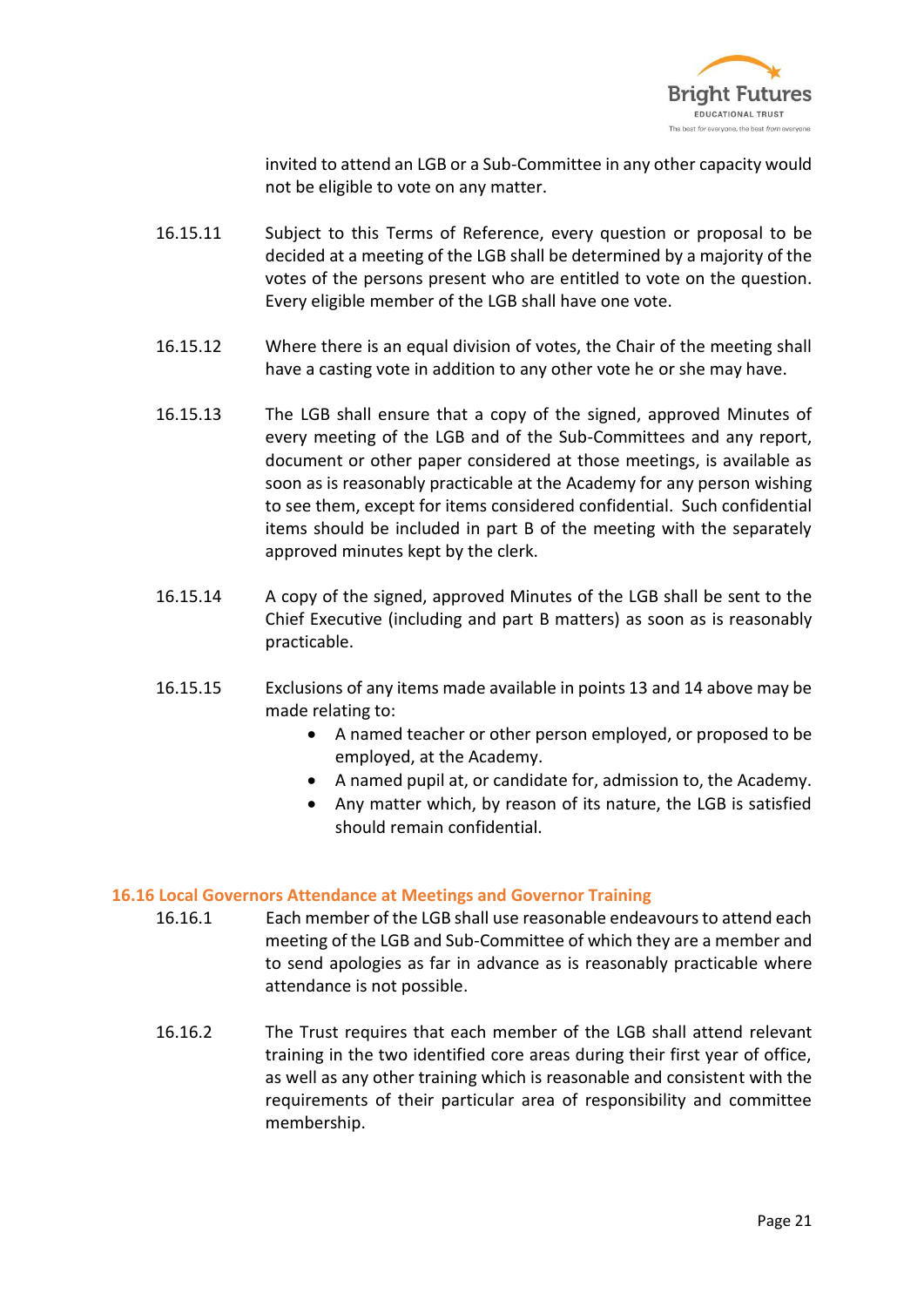invited to attend an LGB or a Sub-Committee in any other capacity would not be eligible to vote on any matter.

16.15.11 Subject to this Terms of Reference, every question or proposal to be decided at a meeting of the LGB shall be determined by a majority of the votes of the persons present who are entitled to vote on the question. Every eligible member of the LGB shall have one vote.

16.15.12 Where there is an equal division of votes, the Chair of the meeting shall have a casting vote in addition to any other vote he or she may have.

16.15.13 The LGB shall ensure that a copy of the signed, approved Minutes of every meeting of the LGB and of the Sub-Committees and any report, document or other paper considered at those meetings, is available as soon as is reasonably practicable at the Academy for any person wishing to see them, except for items considered confidential. Such confidential items should be included in part B of the meeting with the separately approved minutes kept by the clerk.

16.15.14 A copy of the signed, approved Minutes of the LGB shall be sent to the Chief Executive (including and part B matters) as soon as is reasonably practicable.

16.15.15 Exclusions of any items made available in points 13 and 14 above may be made relating to:

- A named teacher or other person employed, or proposed to be employed, at the Academy.
- A named pupil at, or candidate for, admission to, the Academy.
- Any matter which, by reason of its nature, the LGB is satisfied should remain confidential.

## 16.16 Local Governors Attendance at Meetings and Governor Training

16.16.1 Each member of the LGB shall use reasonable endeavours to attend each meeting of the LGB and Sub-Committee of which they are a member and to send apologies as far in advance as is reasonably practicable where attendance is not possible.

16.16.2 The Trust requires that each member of the LGB shall attend relevant training in the two identified core areas during their first year of office, as well as any other training which is reasonable and consistent with the requirements of their particular area of responsibility and committee membership.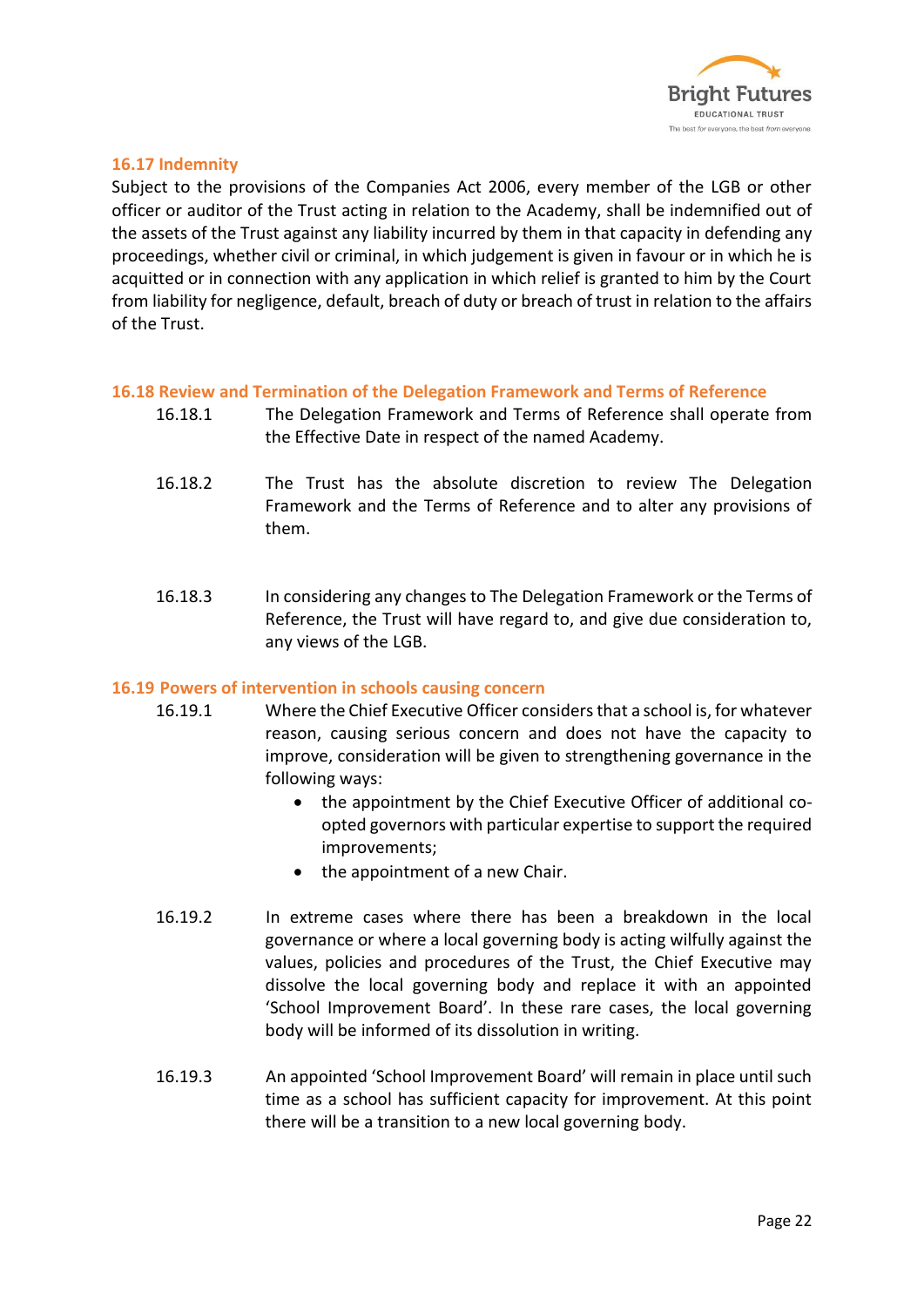### 16.17 Indemnity

Subject to the provisions of the Companies Act 2006, every member of the LGB or other officer or auditor of the Trust acting in relation to the Academy, shall be indemnified out of the assets of the Trust against any liability incurred by them in that capacity in defending any proceedings, whether civil or criminal, in which judgement is given in favour or in which he is acquitted or in connection with any application in which relief is granted to him by the Court from liability for negligence, default, breach of duty or breach of trust in relation to the affairs of the Trust.

### 16.18 Review and Termination of the Delegation Framework and Terms of Reference

16.18.1 The Delegation Framework and Terms of Reference shall operate from the Effective Date in respect of the named Academy.

16.18.2 The Trust has the absolute discretion to review The Delegation Framework and the Terms of Reference and to alter any provisions of them.

16.18.3 In considering any changes to The Delegation Framework or the Terms of Reference, the Trust will have regard to, and give due consideration to, any views of the LGB.

### 16.19 Powers of intervention in schools causing concern

16.19.1 Where the Chief Executive Officer considers that a school is, for whatever reason, causing serious concern and does not have the capacity to improve, consideration will be given to strengthening governance in the following ways:

- the appointment by the Chief Executive Officer of additional co-opted governors with particular expertise to support the required improvements;
- the appointment of a new Chair.

16.19.2 In extreme cases where there has been a breakdown in the local governance or where a local governing body is acting wilfully against the values, policies and procedures of the Trust, the Chief Executive may dissolve the local governing body and replace it with an appointed 'School Improvement Board'. In these rare cases, the local governing body will be informed of its dissolution in writing.

16.19.3 An appointed 'School Improvement Board' will remain in place until such time as a school has sufficient capacity for improvement. At this point there will be a transition to a new local governing body.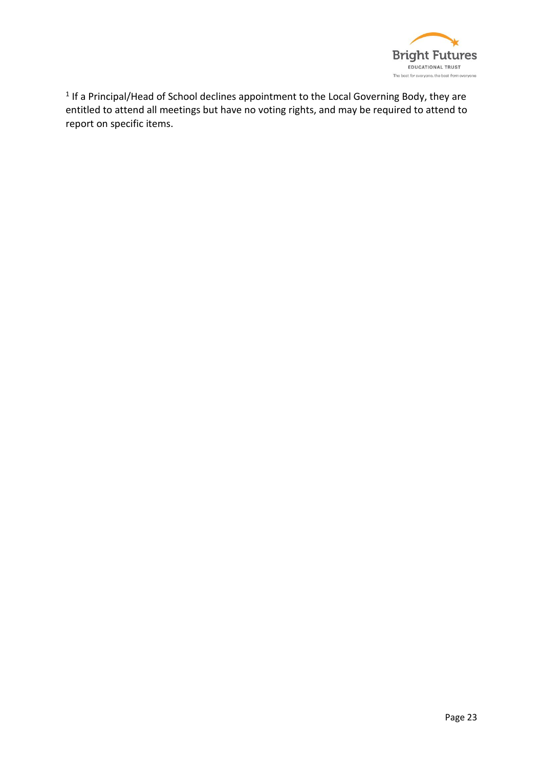[1] If a Principal/Head of School declines appointment to the Local Governing Body, they are entitled to attend all meetings but have no voting rights, and may be required to attend to report on specific items.